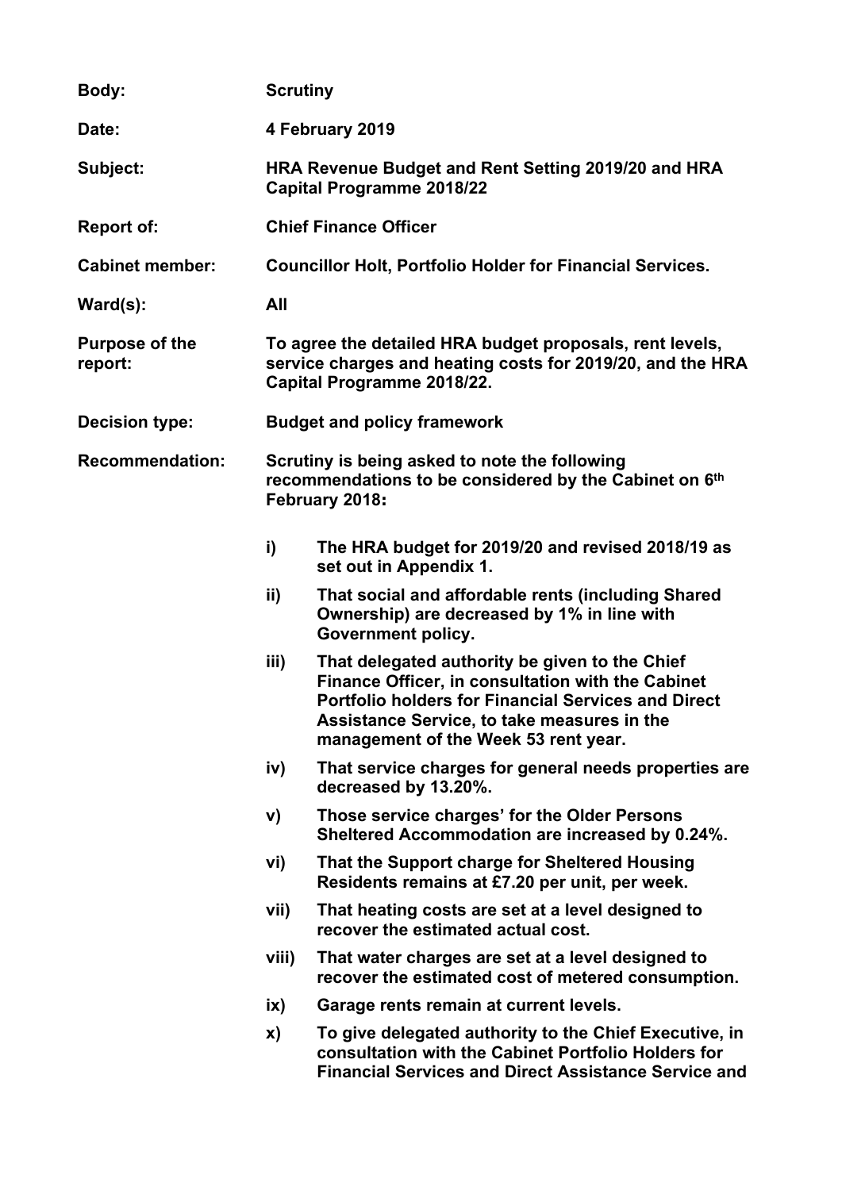| | |
|---|---|
| **Body:** | **Scrutiny** |
| **Date:** | **4 February 2019** |
| **Subject:** | **HRA Revenue Budget and Rent Setting 2019/20 and HRA Capital Programme 2018/22** |
| **Report of:** | **Chief Finance Officer** |
| **Cabinet member:** | **Councillor Holt, Portfolio Holder for Financial Services.** |
| **Ward(s):** | **All** |
| **Purpose of the report:** | **To agree the detailed HRA budget proposals, rent levels, service charges and heating costs for 2019/20, and the HRA Capital Programme 2018/22.** |
| **Decision type:** | **Budget and policy framework** |
| **Recommendation:** | **Scrutiny is being asked to note the following recommendations to be considered by the Cabinet on 6th February 2018:** |

- **i)** **The HRA budget for 2019/20 and revised 2018/19 as set out in Appendix 1.**
- **ii)** **That social and affordable rents (including Shared Ownership) are decreased by 1% in line with Government policy.**
- **iii)** **That delegated authority be given to the Chief Finance Officer, in consultation with the Cabinet Portfolio holders for Financial Services and Direct Assistance Service, to take measures in the management of the Week 53 rent year.**
- **iv)** **That service charges for general needs properties are decreased by 13.20%.**
- **v)** **Those service charges' for the Older Persons Sheltered Accommodation are increased by 0.24%.**
- **vi)** **That the Support charge for Sheltered Housing Residents remains at £7.20 per unit, per week.**
- **vii)** **That heating costs are set at a level designed to recover the estimated actual cost.**
- **viii)** **That water charges are set at a level designed to recover the estimated cost of metered consumption.**
- **ix)** **Garage rents remain at current levels.**
- **x)** **To give delegated authority to the Chief Executive, in consultation with the Cabinet Portfolio Holders for Financial Services and Direct Assistance Service and**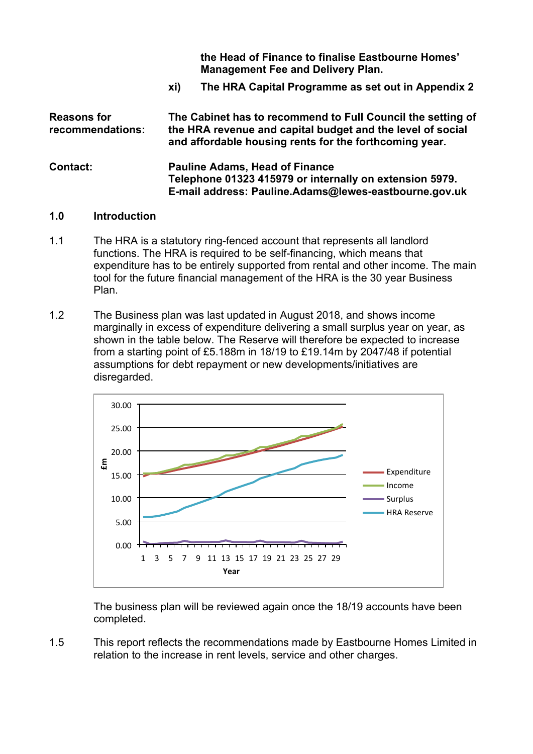**the Head of Finance to finalise Eastbourne Homes' Management Fee and Delivery Plan.**

**xi) The HRA Capital Programme as set out in Appendix 2**

| | |
|---|---|
| **Reasons for recommendations:** | **The Cabinet has to recommend to Full Council the setting of the HRA revenue and capital budget and the level of social and affordable housing rents for the forthcoming year.** |
| **Contact:** | **Pauline Adams, Head of Finance**<br>**Telephone 01323 415979 or internally on extension 5979.**<br>**E-mail address: Pauline.Adams@lewes-eastbourne.gov.uk** |

## 1.0 Introduction

1.1 The HRA is a statutory ring-fenced account that represents all landlord functions. The HRA is required to be self-financing, which means that expenditure has to be entirely supported from rental and other income. The main tool for the future financial management of the HRA is the 30 year Business Plan.

1.2 The Business plan was last updated in August 2018, and shows income marginally in excess of expenditure delivering a small surplus year on year, as shown in the table below. The Reserve will therefore be expected to increase from a starting point of £5.188m in 18/19 to £19.14m by 2047/48 if potential assumptions for debt repayment or new developments/initiatives are disregarded.

The business plan will be reviewed again once the 18/19 accounts have been completed.

1.5 This report reflects the recommendations made by Eastbourne Homes Limited in relation to the increase in rent levels, service and other charges.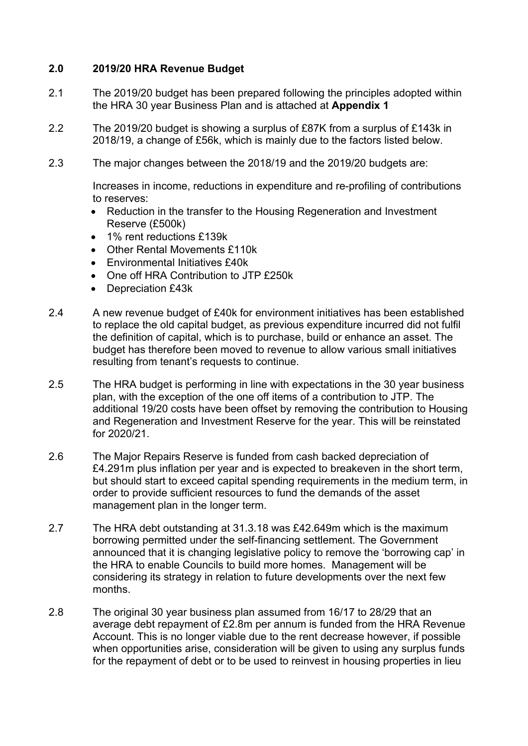## 2.0 2019/20 HRA Revenue Budget

2.1 The 2019/20 budget has been prepared following the principles adopted within the HRA 30 year Business Plan and is attached at **Appendix 1**

2.2 The 2019/20 budget is showing a surplus of £87K from a surplus of £143k in 2018/19, a change of £56k, which is mainly due to the factors listed below.

2.3 The major changes between the 2018/19 and the 2019/20 budgets are:

Increases in income, reductions in expenditure and re-profiling of contributions to reserves:

- Reduction in the transfer to the Housing Regeneration and Investment Reserve (£500k)
- 1% rent reductions £139k
- Other Rental Movements £110k
- Environmental Initiatives £40k
- One off HRA Contribution to JTP £250k
- Depreciation £43k

2.4 A new revenue budget of £40k for environment initiatives has been established to replace the old capital budget, as previous expenditure incurred did not fulfil the definition of capital, which is to purchase, build or enhance an asset. The budget has therefore been moved to revenue to allow various small initiatives resulting from tenant's requests to continue.

2.5 The HRA budget is performing in line with expectations in the 30 year business plan, with the exception of the one off items of a contribution to JTP. The additional 19/20 costs have been offset by removing the contribution to Housing and Regeneration and Investment Reserve for the year. This will be reinstated for 2020/21.

2.6 The Major Repairs Reserve is funded from cash backed depreciation of £4.291m plus inflation per year and is expected to breakeven in the short term, but should start to exceed capital spending requirements in the medium term, in order to provide sufficient resources to fund the demands of the asset management plan in the longer term.

2.7 The HRA debt outstanding at 31.3.18 was £42.649m which is the maximum borrowing permitted under the self-financing settlement. The Government announced that it is changing legislative policy to remove the 'borrowing cap' in the HRA to enable Councils to build more homes. Management will be considering its strategy in relation to future developments over the next few months.

2.8 The original 30 year business plan assumed from 16/17 to 28/29 that an average debt repayment of £2.8m per annum is funded from the HRA Revenue Account. This is no longer viable due to the rent decrease however, if possible when opportunities arise, consideration will be given to using any surplus funds for the repayment of debt or to be used to reinvest in housing properties in lieu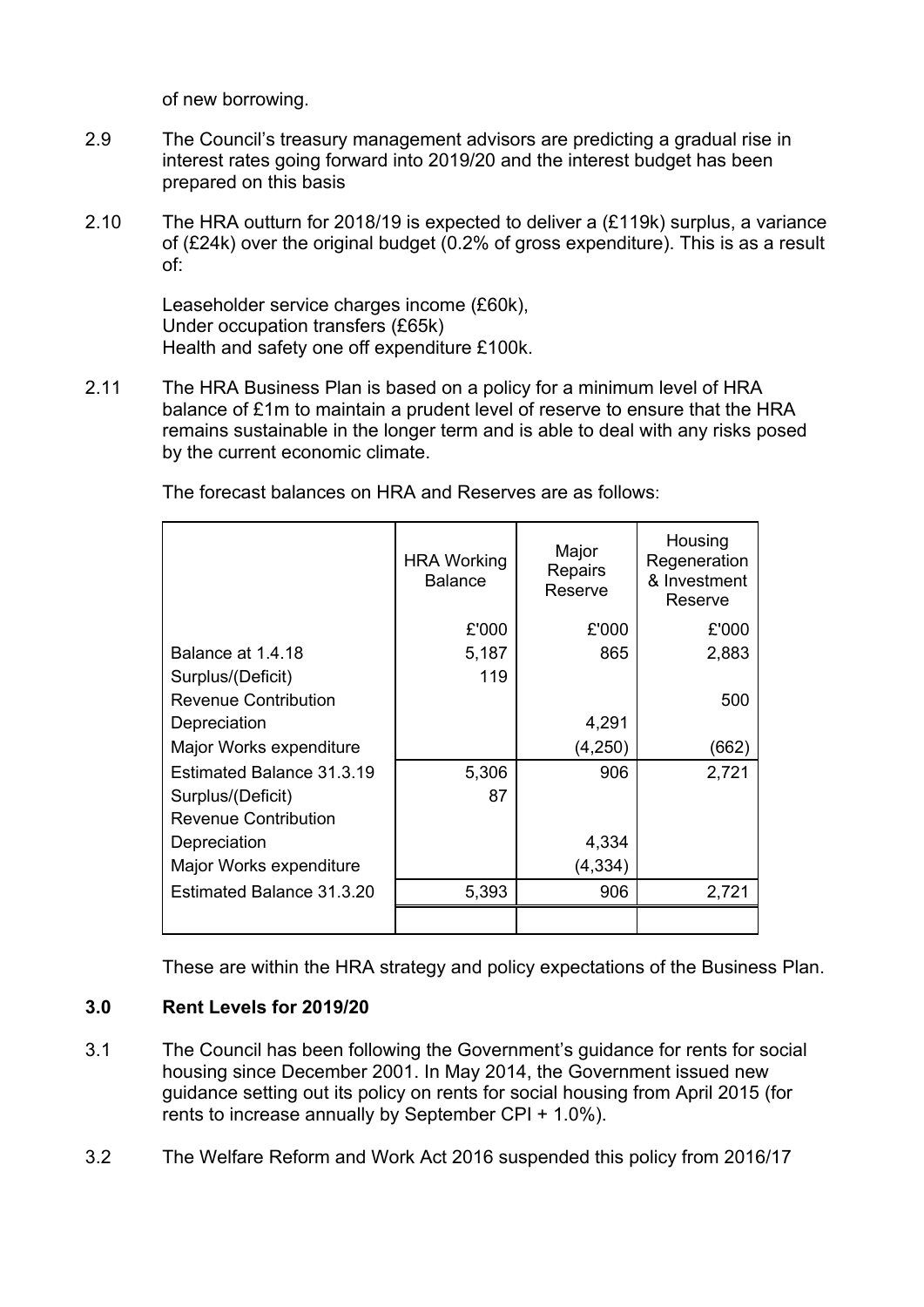of new borrowing.

2.9 The Council's treasury management advisors are predicting a gradual rise in interest rates going forward into 2019/20 and the interest budget has been prepared on this basis

2.10 The HRA outturn for 2018/19 is expected to deliver a (£119k) surplus, a variance of (£24k) over the original budget (0.2% of gross expenditure). This is as a result of:

Leaseholder service charges income (£60k),
Under occupation transfers (£65k)
Health and safety one off expenditure £100k.

2.11 The HRA Business Plan is based on a policy for a minimum level of HRA balance of £1m to maintain a prudent level of reserve to ensure that the HRA remains sustainable in the longer term and is able to deal with any risks posed by the current economic climate.

The forecast balances on HRA and Reserves are as follows:

| | HRA Working Balance | Major Repairs Reserve | Housing Regeneration & Investment Reserve |
|---|---|---|---|
| | £'000 | £'000 | £'000 |
| Balance at 1.4.18 | 5,187 | 865 | 2,883 |
| Surplus/(Deficit) | 119 | | |
| Revenue Contribution | | | 500 |
| Depreciation | | 4,291 | |
| Major Works expenditure | | (4,250) | (662) |
| Estimated Balance 31.3.19 | 5,306 | 906 | 2,721 |
| Surplus/(Deficit) | 87 | | |
| Revenue Contribution | | | |
| Depreciation | | 4,334 | |
| Major Works expenditure | | (4,334) | |
| Estimated Balance 31.3.20 | 5,393 | 906 | 2,721 |

These are within the HRA strategy and policy expectations of the Business Plan.

### 3.0 Rent Levels for 2019/20

3.1 The Council has been following the Government's guidance for rents for social housing since December 2001. In May 2014, the Government issued new guidance setting out its policy on rents for social housing from April 2015 (for rents to increase annually by September CPI + 1.0%).

3.2 The Welfare Reform and Work Act 2016 suspended this policy from 2016/17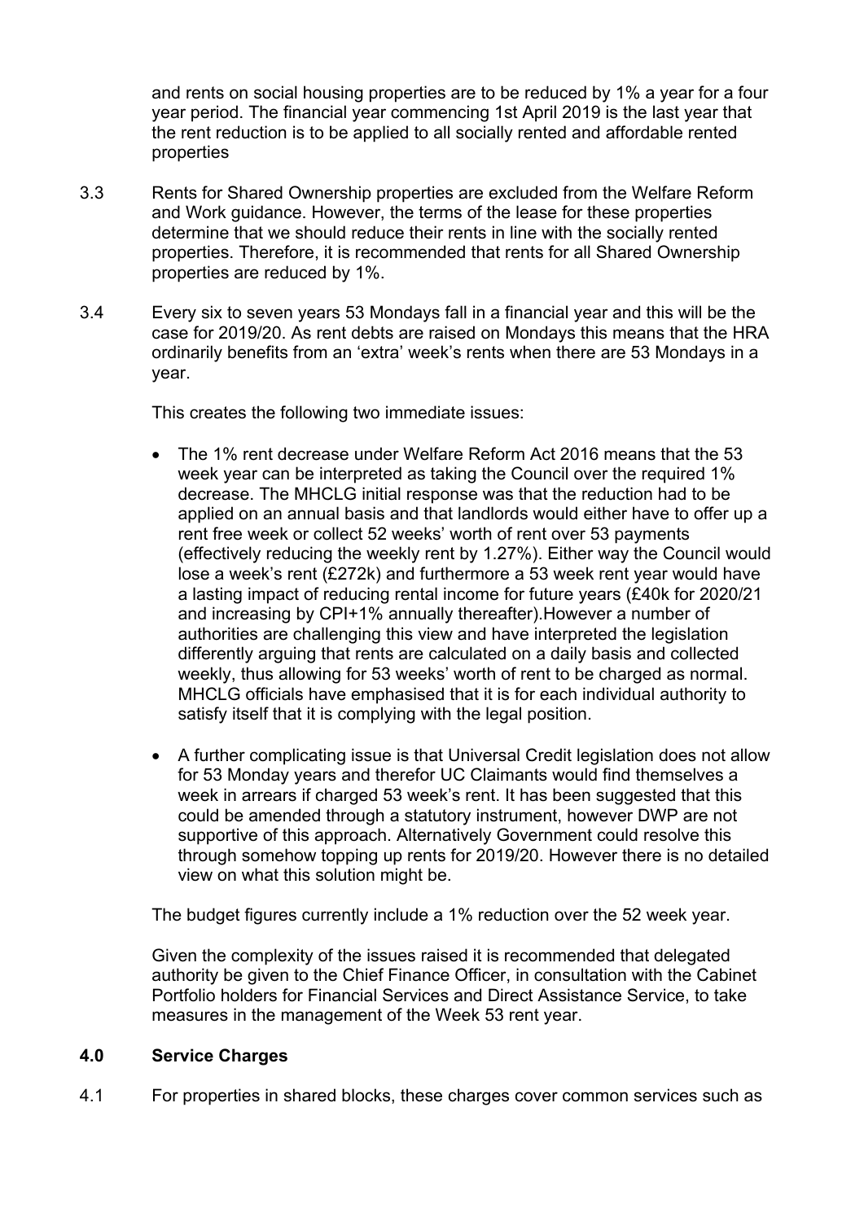and rents on social housing properties are to be reduced by 1% a year for a four year period. The financial year commencing 1st April 2019 is the last year that the rent reduction is to be applied to all socially rented and affordable rented properties

3.3 Rents for Shared Ownership properties are excluded from the Welfare Reform and Work guidance. However, the terms of the lease for these properties determine that we should reduce their rents in line with the socially rented properties. Therefore, it is recommended that rents for all Shared Ownership properties are reduced by 1%.

3.4 Every six to seven years 53 Mondays fall in a financial year and this will be the case for 2019/20. As rent debts are raised on Mondays this means that the HRA ordinarily benefits from an 'extra' week's rents when there are 53 Mondays in a year.

This creates the following two immediate issues:

- The 1% rent decrease under Welfare Reform Act 2016 means that the 53 week year can be interpreted as taking the Council over the required 1% decrease. The MHCLG initial response was that the reduction had to be applied on an annual basis and that landlords would either have to offer up a rent free week or collect 52 weeks' worth of rent over 53 payments (effectively reducing the weekly rent by 1.27%). Either way the Council would lose a week's rent (£272k) and furthermore a 53 week rent year would have a lasting impact of reducing rental income for future years (£40k for 2020/21 and increasing by CPI+1% annually thereafter).However a number of authorities are challenging this view and have interpreted the legislation differently arguing that rents are calculated on a daily basis and collected weekly, thus allowing for 53 weeks' worth of rent to be charged as normal. MHCLG officials have emphasised that it is for each individual authority to satisfy itself that it is complying with the legal position.
- A further complicating issue is that Universal Credit legislation does not allow for 53 Monday years and therefor UC Claimants would find themselves a week in arrears if charged 53 week's rent. It has been suggested that this could be amended through a statutory instrument, however DWP are not supportive of this approach. Alternatively Government could resolve this through somehow topping up rents for 2019/20. However there is no detailed view on what this solution might be.

The budget figures currently include a 1% reduction over the 52 week year.

Given the complexity of the issues raised it is recommended that delegated authority be given to the Chief Finance Officer, in consultation with the Cabinet Portfolio holders for Financial Services and Direct Assistance Service, to take measures in the management of the Week 53 rent year.

## 4.0 Service Charges

4.1 For properties in shared blocks, these charges cover common services such as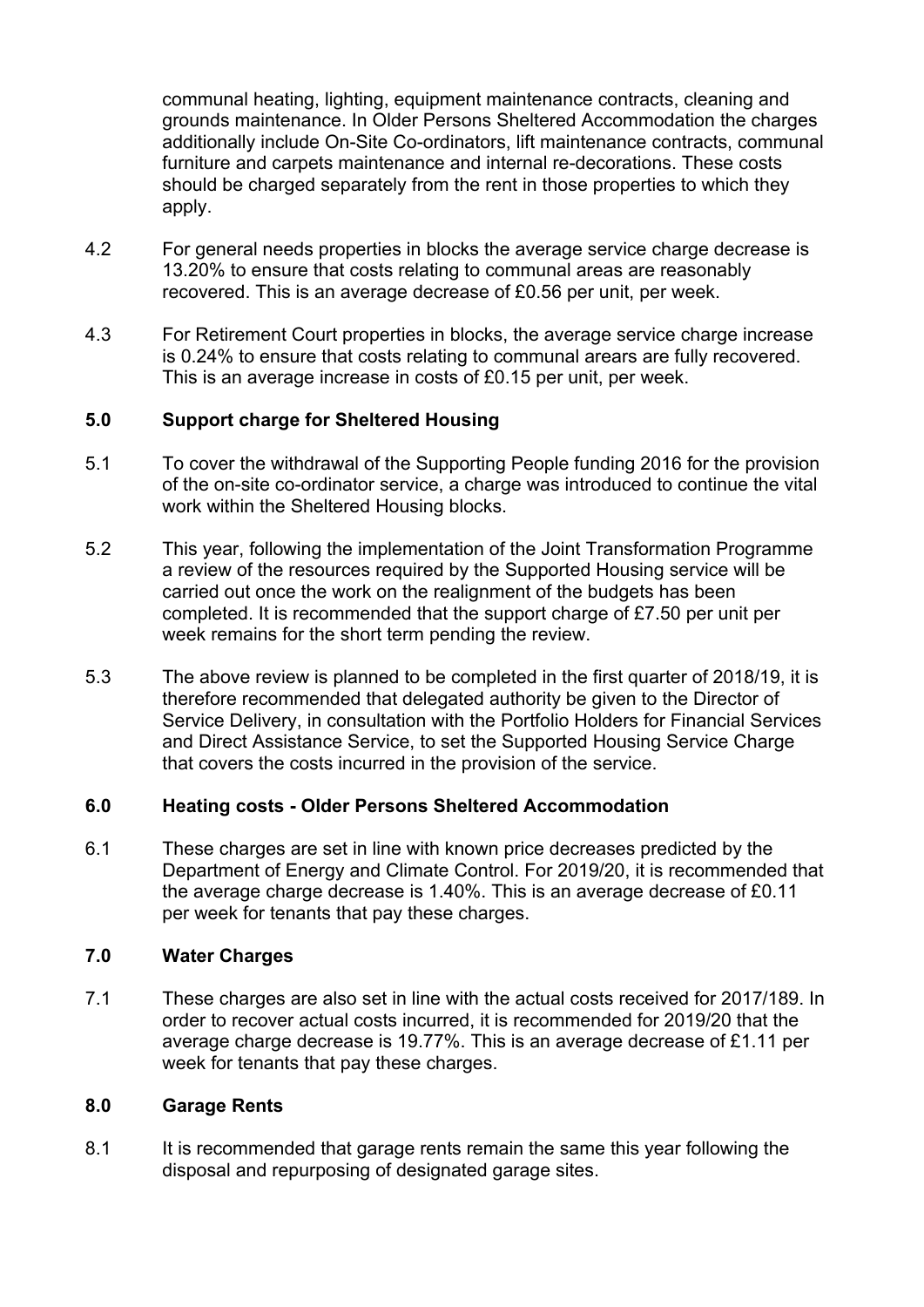communal heating, lighting, equipment maintenance contracts, cleaning and grounds maintenance. In Older Persons Sheltered Accommodation the charges additionally include On-Site Co-ordinators, lift maintenance contracts, communal furniture and carpets maintenance and internal re-decorations. These costs should be charged separately from the rent in those properties to which they apply.

4.2 For general needs properties in blocks the average service charge decrease is 13.20% to ensure that costs relating to communal areas are reasonably recovered. This is an average decrease of £0.56 per unit, per week.

4.3 For Retirement Court properties in blocks, the average service charge increase is 0.24% to ensure that costs relating to communal arears are fully recovered. This is an average increase in costs of £0.15 per unit, per week.

## 5.0 Support charge for Sheltered Housing

5.1 To cover the withdrawal of the Supporting People funding 2016 for the provision of the on-site co-ordinator service, a charge was introduced to continue the vital work within the Sheltered Housing blocks.

5.2 This year, following the implementation of the Joint Transformation Programme a review of the resources required by the Supported Housing service will be carried out once the work on the realignment of the budgets has been completed. It is recommended that the support charge of £7.50 per unit per week remains for the short term pending the review.

5.3 The above review is planned to be completed in the first quarter of 2018/19, it is therefore recommended that delegated authority be given to the Director of Service Delivery, in consultation with the Portfolio Holders for Financial Services and Direct Assistance Service, to set the Supported Housing Service Charge that covers the costs incurred in the provision of the service.

## 6.0 Heating costs - Older Persons Sheltered Accommodation

6.1 These charges are set in line with known price decreases predicted by the Department of Energy and Climate Control. For 2019/20, it is recommended that the average charge decrease is 1.40%. This is an average decrease of £0.11 per week for tenants that pay these charges.

## 7.0 Water Charges

7.1 These charges are also set in line with the actual costs received for 2017/189. In order to recover actual costs incurred, it is recommended for 2019/20 that the average charge decrease is 19.77%. This is an average decrease of £1.11 per week for tenants that pay these charges.

## 8.0 Garage Rents

8.1 It is recommended that garage rents remain the same this year following the disposal and repurposing of designated garage sites.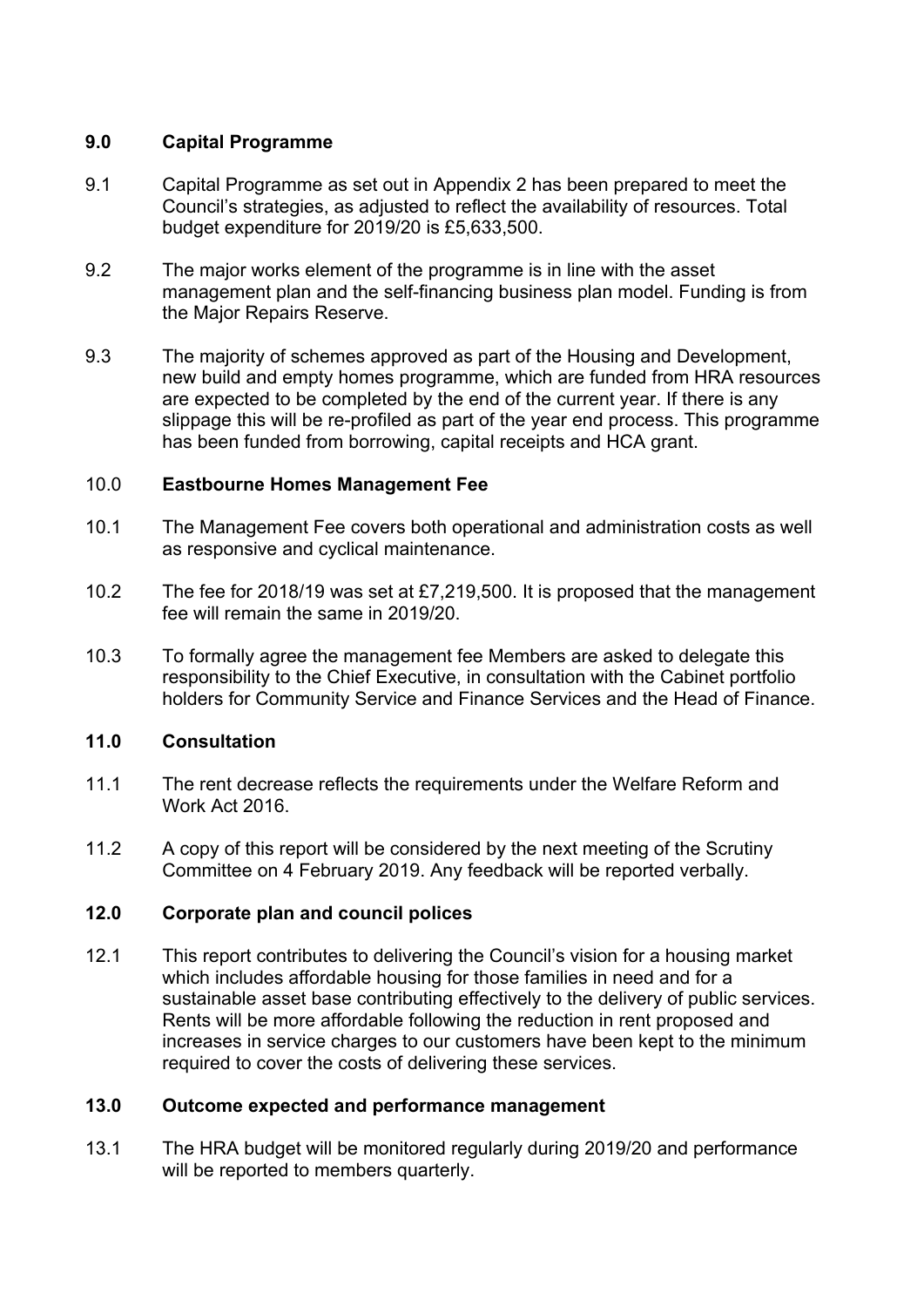## 9.0 Capital Programme

9.1 Capital Programme as set out in Appendix 2 has been prepared to meet the Council's strategies, as adjusted to reflect the availability of resources. Total budget expenditure for 2019/20 is £5,633,500.

9.2 The major works element of the programme is in line with the asset management plan and the self-financing business plan model. Funding is from the Major Repairs Reserve.

9.3 The majority of schemes approved as part of the Housing and Development, new build and empty homes programme, which are funded from HRA resources are expected to be completed by the end of the current year. If there is any slippage this will be re-profiled as part of the year end process. This programme has been funded from borrowing, capital receipts and HCA grant.

## 10.0 Eastbourne Homes Management Fee

10.1 The Management Fee covers both operational and administration costs as well as responsive and cyclical maintenance.

10.2 The fee for 2018/19 was set at £7,219,500. It is proposed that the management fee will remain the same in 2019/20.

10.3 To formally agree the management fee Members are asked to delegate this responsibility to the Chief Executive, in consultation with the Cabinet portfolio holders for Community Service and Finance Services and the Head of Finance.

## 11.0 Consultation

11.1 The rent decrease reflects the requirements under the Welfare Reform and Work Act 2016.

11.2 A copy of this report will be considered by the next meeting of the Scrutiny Committee on 4 February 2019. Any feedback will be reported verbally.

## 12.0 Corporate plan and council polices

12.1 This report contributes to delivering the Council's vision for a housing market which includes affordable housing for those families in need and for a sustainable asset base contributing effectively to the delivery of public services. Rents will be more affordable following the reduction in rent proposed and increases in service charges to our customers have been kept to the minimum required to cover the costs of delivering these services.

## 13.0 Outcome expected and performance management

13.1 The HRA budget will be monitored regularly during 2019/20 and performance will be reported to members quarterly.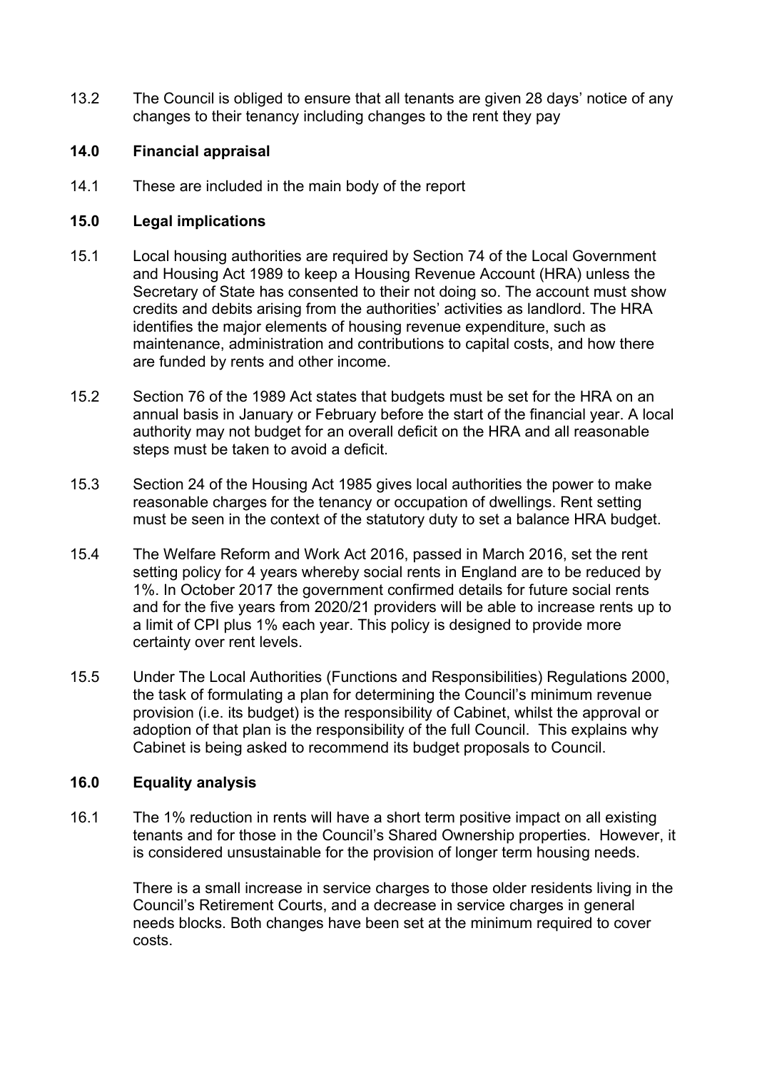13.2 The Council is obliged to ensure that all tenants are given 28 days' notice of any changes to their tenancy including changes to the rent they pay

## 14.0 Financial appraisal

14.1 These are included in the main body of the report

## 15.0 Legal implications

15.1 Local housing authorities are required by Section 74 of the Local Government and Housing Act 1989 to keep a Housing Revenue Account (HRA) unless the Secretary of State has consented to their not doing so. The account must show credits and debits arising from the authorities' activities as landlord. The HRA identifies the major elements of housing revenue expenditure, such as maintenance, administration and contributions to capital costs, and how there are funded by rents and other income.

15.2 Section 76 of the 1989 Act states that budgets must be set for the HRA on an annual basis in January or February before the start of the financial year. A local authority may not budget for an overall deficit on the HRA and all reasonable steps must be taken to avoid a deficit.

15.3 Section 24 of the Housing Act 1985 gives local authorities the power to make reasonable charges for the tenancy or occupation of dwellings. Rent setting must be seen in the context of the statutory duty to set a balance HRA budget.

15.4 The Welfare Reform and Work Act 2016, passed in March 2016, set the rent setting policy for 4 years whereby social rents in England are to be reduced by 1%. In October 2017 the government confirmed details for future social rents and for the five years from 2020/21 providers will be able to increase rents up to a limit of CPI plus 1% each year. This policy is designed to provide more certainty over rent levels.

15.5 Under The Local Authorities (Functions and Responsibilities) Regulations 2000, the task of formulating a plan for determining the Council's minimum revenue provision (i.e. its budget) is the responsibility of Cabinet, whilst the approval or adoption of that plan is the responsibility of the full Council. This explains why Cabinet is being asked to recommend its budget proposals to Council.

## 16.0 Equality analysis

16.1 The 1% reduction in rents will have a short term positive impact on all existing tenants and for those in the Council's Shared Ownership properties. However, it is considered unsustainable for the provision of longer term housing needs.

There is a small increase in service charges to those older residents living in the Council's Retirement Courts, and a decrease in service charges in general needs blocks. Both changes have been set at the minimum required to cover costs.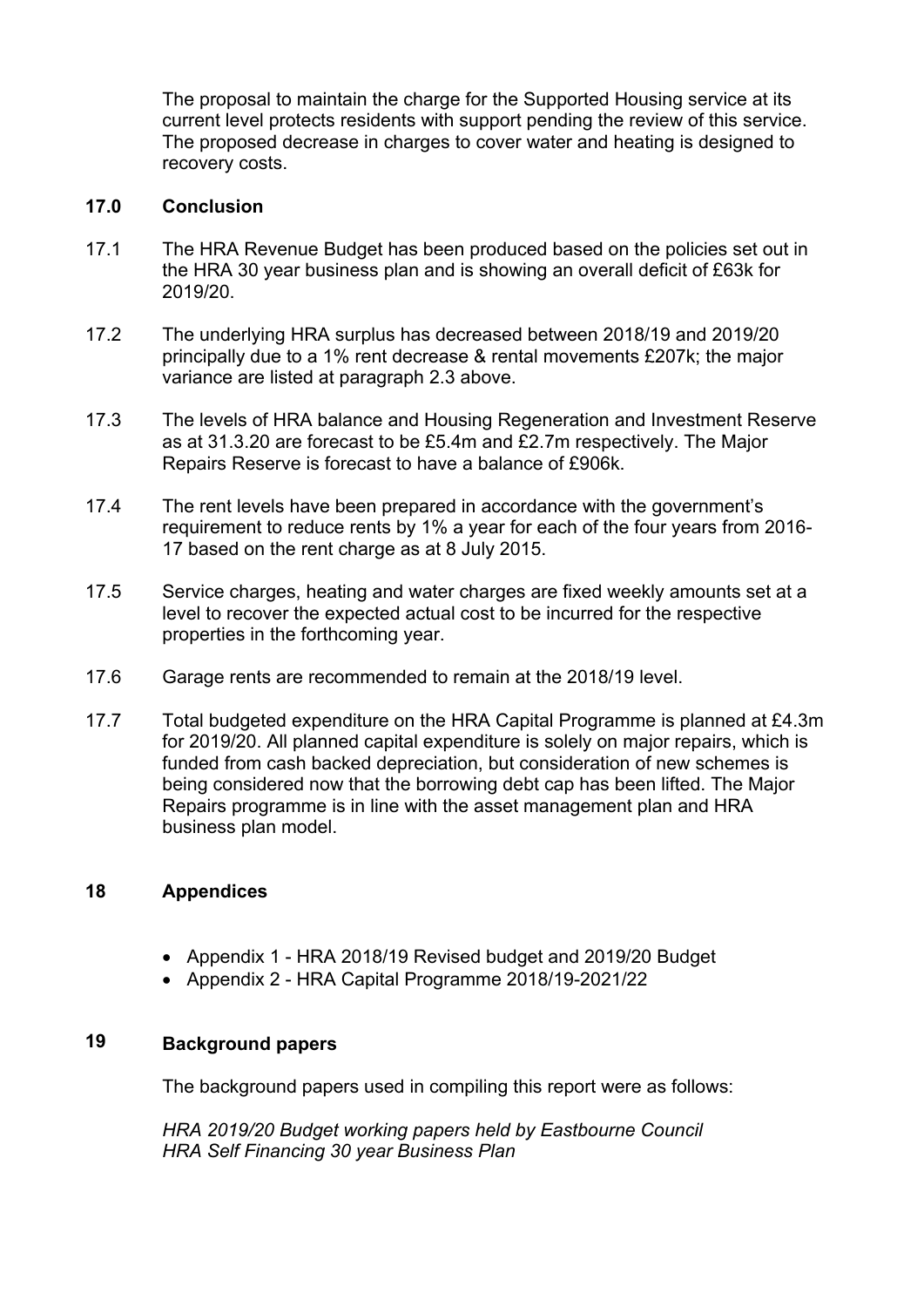The proposal to maintain the charge for the Supported Housing service at its current level protects residents with support pending the review of this service. The proposed decrease in charges to cover water and heating is designed to recovery costs.

## 17.0 Conclusion

17.1 The HRA Revenue Budget has been produced based on the policies set out in the HRA 30 year business plan and is showing an overall deficit of £63k for 2019/20.

17.2 The underlying HRA surplus has decreased between 2018/19 and 2019/20 principally due to a 1% rent decrease & rental movements £207k; the major variance are listed at paragraph 2.3 above.

17.3 The levels of HRA balance and Housing Regeneration and Investment Reserve as at 31.3.20 are forecast to be £5.4m and £2.7m respectively. The Major Repairs Reserve is forecast to have a balance of £906k.

17.4 The rent levels have been prepared in accordance with the government's requirement to reduce rents by 1% a year for each of the four years from 2016-17 based on the rent charge as at 8 July 2015.

17.5 Service charges, heating and water charges are fixed weekly amounts set at a level to recover the expected actual cost to be incurred for the respective properties in the forthcoming year.

17.6 Garage rents are recommended to remain at the 2018/19 level.

17.7 Total budgeted expenditure on the HRA Capital Programme is planned at £4.3m for 2019/20. All planned capital expenditure is solely on major repairs, which is funded from cash backed depreciation, but consideration of new schemes is being considered now that the borrowing debt cap has been lifted. The Major Repairs programme is in line with the asset management plan and HRA business plan model.

## 18 Appendices

- Appendix 1 - HRA 2018/19 Revised budget and 2019/20 Budget
- Appendix 2 - HRA Capital Programme 2018/19-2021/22

## 19 Background papers

The background papers used in compiling this report were as follows:

*HRA 2019/20 Budget working papers held by Eastbourne Council*
*HRA Self Financing 30 year Business Plan*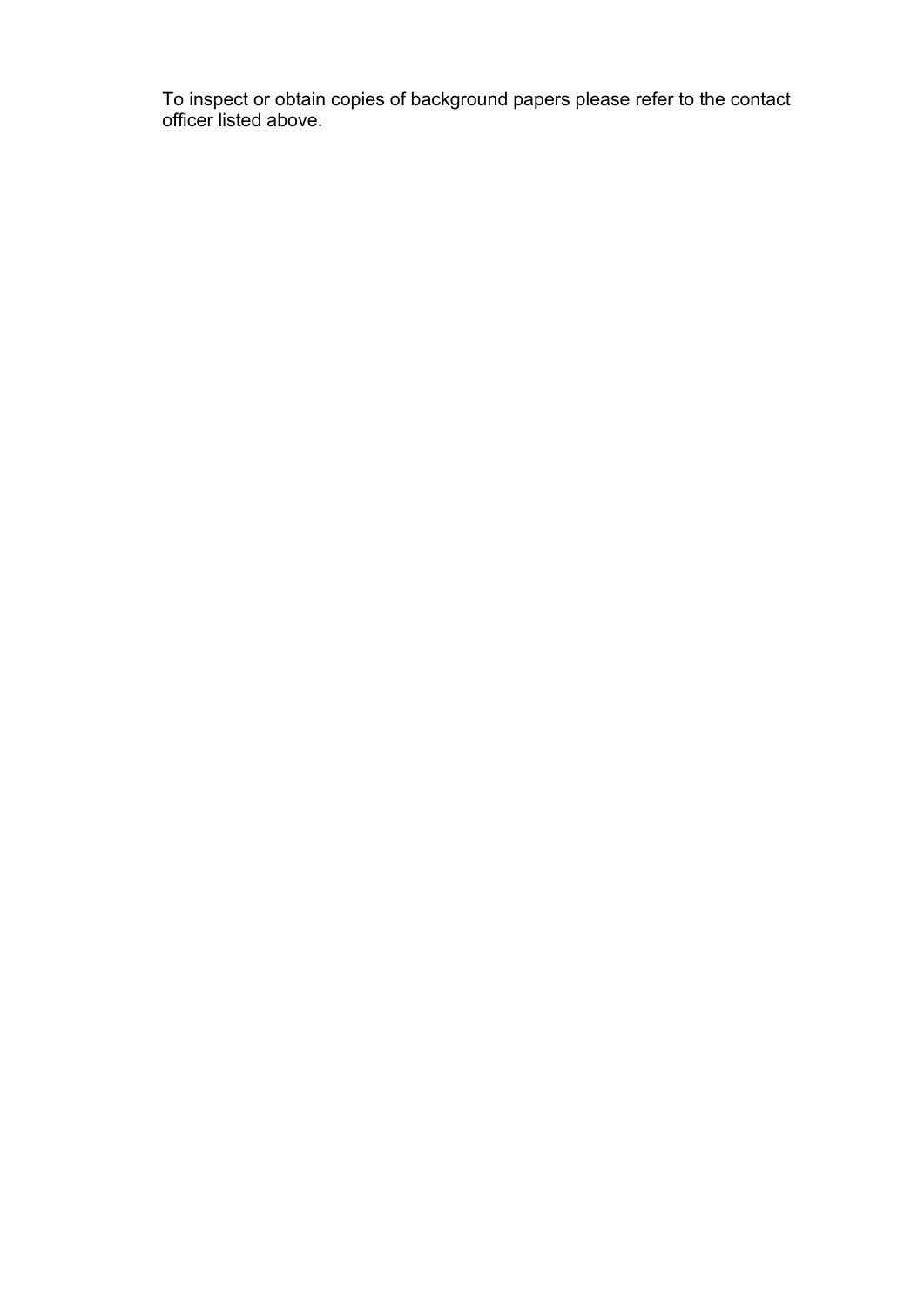To inspect or obtain copies of background papers please refer to the contact officer listed above.